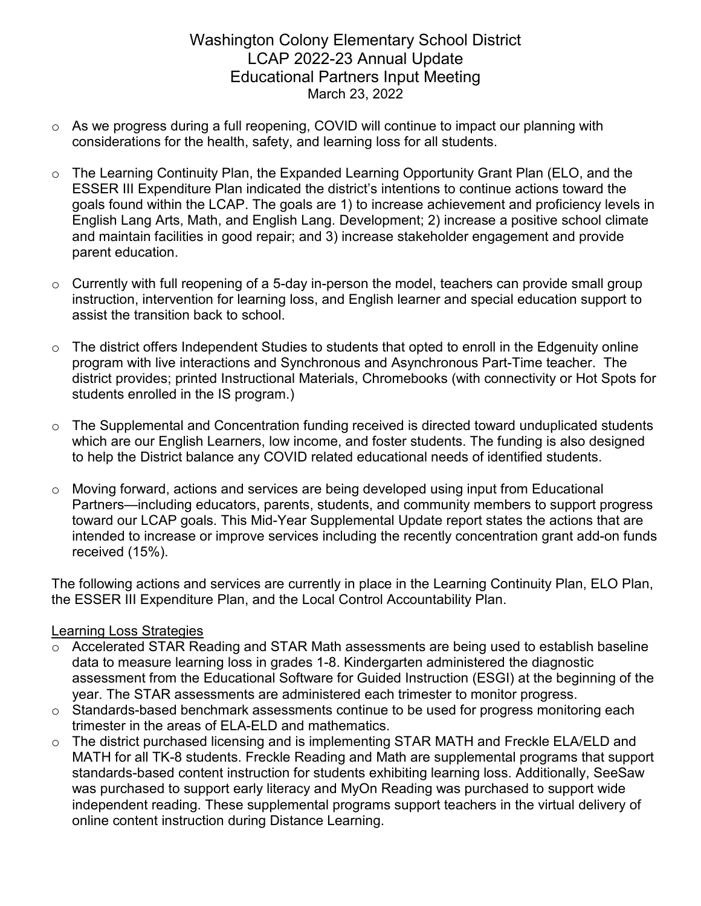# Washington Colony Elementary School District
## LCAP 2022-23 Annual Update
## Educational Partners Input Meeting
March 23, 2022

- As we progress during a full reopening, COVID will continue to impact our planning with considerations for the health, safety, and learning loss for all students.

- The Learning Continuity Plan, the Expanded Learning Opportunity Grant Plan (ELO, and the ESSER III Expenditure Plan indicated the district's intentions to continue actions toward the goals found within the LCAP. The goals are 1) to increase achievement and proficiency levels in English Lang Arts, Math, and English Lang. Development; 2) increase a positive school climate and maintain facilities in good repair; and 3) increase stakeholder engagement and provide parent education.

- Currently with full reopening of a 5-day in-person the model, teachers can provide small group instruction, intervention for learning loss, and English learner and special education support to assist the transition back to school.

- The district offers Independent Studies to students that opted to enroll in the Edgenuity online program with live interactions and Synchronous and Asynchronous Part-Time teacher. The district provides; printed Instructional Materials, Chromebooks (with connectivity or Hot Spots for students enrolled in the IS program.)

- The Supplemental and Concentration funding received is directed toward unduplicated students which are our English Learners, low income, and foster students. The funding is also designed to help the District balance any COVID related educational needs of identified students.

- Moving forward, actions and services are being developed using input from Educational Partners—including educators, parents, students, and community members to support progress toward our LCAP goals. This Mid-Year Supplemental Update report states the actions that are intended to increase or improve services including the recently concentration grant add-on funds received (15%).

The following actions and services are currently in place in the Learning Continuity Plan, ELO Plan, the ESSER III Expenditure Plan, and the Local Control Accountability Plan.

Learning Loss Strategies

- Accelerated STAR Reading and STAR Math assessments are being used to establish baseline data to measure learning loss in grades 1-8. Kindergarten administered the diagnostic assessment from the Educational Software for Guided Instruction (ESGI) at the beginning of the year. The STAR assessments are administered each trimester to monitor progress.
- Standards-based benchmark assessments continue to be used for progress monitoring each trimester in the areas of ELA-ELD and mathematics.
- The district purchased licensing and is implementing STAR MATH and Freckle ELA/ELD and MATH for all TK-8 students. Freckle Reading and Math are supplemental programs that support standards-based content instruction for students exhibiting learning loss. Additionally, SeeSaw was purchased to support early literacy and MyOn Reading was purchased to support wide independent reading. These supplemental programs support teachers in the virtual delivery of online content instruction during Distance Learning.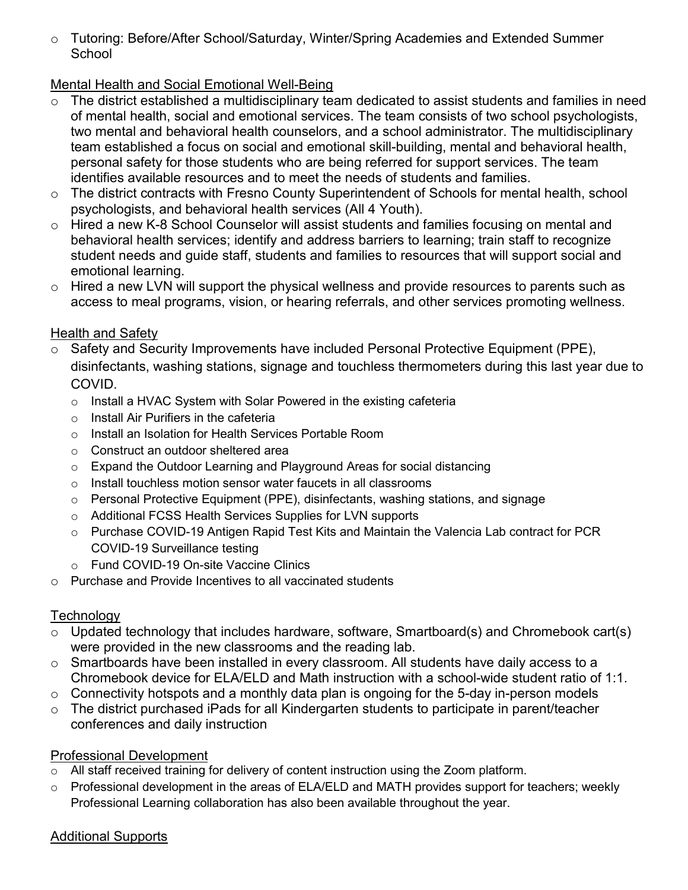- Tutoring: Before/After School/Saturday, Winter/Spring Academies and Extended Summer School

Mental Health and Social Emotional Well-Being

- The district established a multidisciplinary team dedicated to assist students and families in need of mental health, social and emotional services. The team consists of two school psychologists, two mental and behavioral health counselors, and a school administrator. The multidisciplinary team established a focus on social and emotional skill-building, mental and behavioral health, personal safety for those students who are being referred for support services. The team identifies available resources and to meet the needs of students and families.
- The district contracts with Fresno County Superintendent of Schools for mental health, school psychologists, and behavioral health services (All 4 Youth).
- Hired a new K-8 School Counselor will assist students and families focusing on mental and behavioral health services; identify and address barriers to learning; train staff to recognize student needs and guide staff, students and families to resources that will support social and emotional learning.
- Hired a new LVN will support the physical wellness and provide resources to parents such as access to meal programs, vision, or hearing referrals, and other services promoting wellness.

Health and Safety

- Safety and Security Improvements have included Personal Protective Equipment (PPE), disinfectants, washing stations, signage and touchless thermometers during this last year due to COVID.
  - Install a HVAC System with Solar Powered in the existing cafeteria
  - Install Air Purifiers in the cafeteria
  - Install an Isolation for Health Services Portable Room
  - Construct an outdoor sheltered area
  - Expand the Outdoor Learning and Playground Areas for social distancing
  - Install touchless motion sensor water faucets in all classrooms
  - Personal Protective Equipment (PPE), disinfectants, washing stations, and signage
  - Additional FCSS Health Services Supplies for LVN supports
  - Purchase COVID-19 Antigen Rapid Test Kits and Maintain the Valencia Lab contract for PCR COVID-19 Surveillance testing
  - Fund COVID-19 On-site Vaccine Clinics
- Purchase and Provide Incentives to all vaccinated students

Technology

- Updated technology that includes hardware, software, Smartboard(s) and Chromebook cart(s) were provided in the new classrooms and the reading lab.
- Smartboards have been installed in every classroom. All students have daily access to a Chromebook device for ELA/ELD and Math instruction with a school-wide student ratio of 1:1.
- Connectivity hotspots and a monthly data plan is ongoing for the 5-day in-person models
- The district purchased iPads for all Kindergarten students to participate in parent/teacher conferences and daily instruction

Professional Development

- All staff received training for delivery of content instruction using the Zoom platform.
- Professional development in the areas of ELA/ELD and MATH provides support for teachers; weekly Professional Learning collaboration has also been available throughout the year.

Additional Supports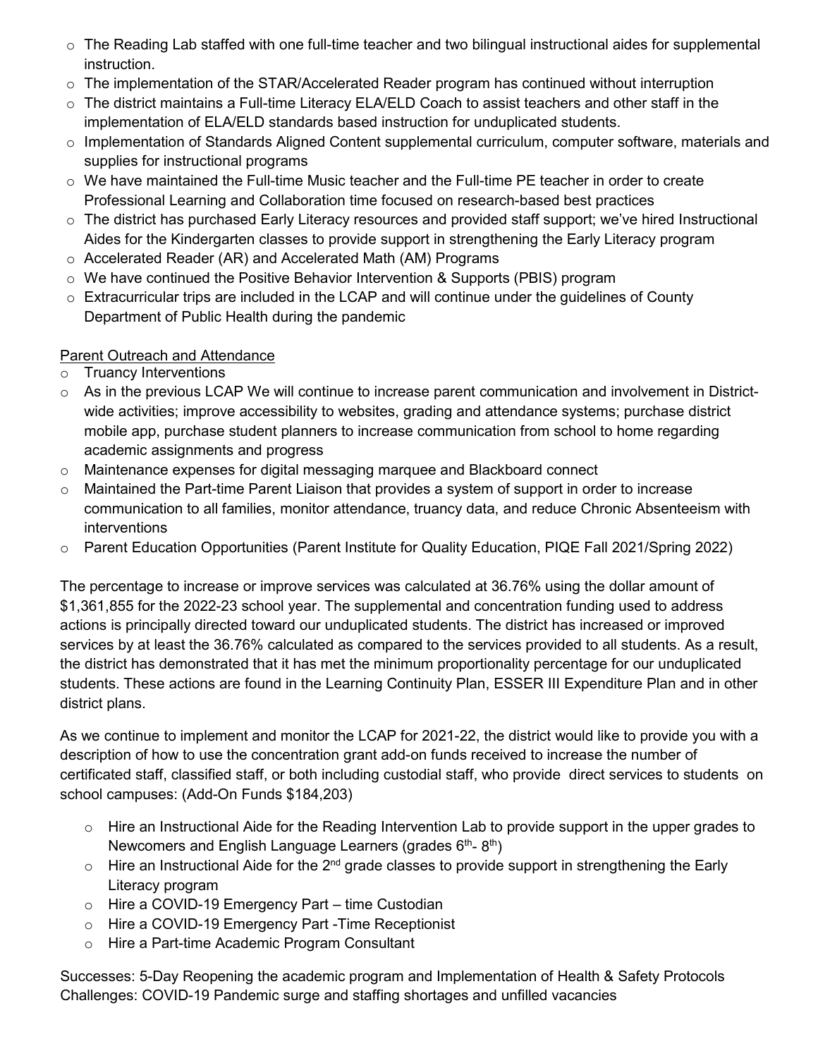- The Reading Lab staffed with one full-time teacher and two bilingual instructional aides for supplemental instruction.
- The implementation of the STAR/Accelerated Reader program has continued without interruption
- The district maintains a Full-time Literacy ELA/ELD Coach to assist teachers and other staff in the implementation of ELA/ELD standards based instruction for unduplicated students.
- Implementation of Standards Aligned Content supplemental curriculum, computer software, materials and supplies for instructional programs
- We have maintained the Full-time Music teacher and the Full-time PE teacher in order to create Professional Learning and Collaboration time focused on research-based best practices
- The district has purchased Early Literacy resources and provided staff support; we've hired Instructional Aides for the Kindergarten classes to provide support in strengthening the Early Literacy program
- Accelerated Reader (AR) and Accelerated Math (AM) Programs
- We have continued the Positive Behavior Intervention & Supports (PBIS) program
- Extracurricular trips are included in the LCAP and will continue under the guidelines of County Department of Public Health during the pandemic

<u>Parent Outreach and Attendance</u>

- Truancy Interventions
- As in the previous LCAP We will continue to increase parent communication and involvement in District-wide activities; improve accessibility to websites, grading and attendance systems; purchase district mobile app, purchase student planners to increase communication from school to home regarding academic assignments and progress
- Maintenance expenses for digital messaging marquee and Blackboard connect
- Maintained the Part-time Parent Liaison that provides a system of support in order to increase communication to all families, monitor attendance, truancy data, and reduce Chronic Absenteeism with interventions
- Parent Education Opportunities (Parent Institute for Quality Education, PIQE Fall 2021/Spring 2022)

The percentage to increase or improve services was calculated at 36.76% using the dollar amount of $1,361,855 for the 2022-23 school year. The supplemental and concentration funding used to address actions is principally directed toward our unduplicated students. The district has increased or improved services by at least the 36.76% calculated as compared to the services provided to all students. As a result, the district has demonstrated that it has met the minimum proportionality percentage for our unduplicated students. These actions are found in the Learning Continuity Plan, ESSER III Expenditure Plan and in other district plans.

As we continue to implement and monitor the LCAP for 2021-22, the district would like to provide you with a description of how to use the concentration grant add-on funds received to increase the number of certificated staff, classified staff, or both including custodial staff, who provide direct services to students on school campuses: (Add-On Funds $184,203)

- Hire an Instructional Aide for the Reading Intervention Lab to provide support in the upper grades to Newcomers and English Language Learners (grades 6th- 8th)
- Hire an Instructional Aide for the 2nd grade classes to provide support in strengthening the Early Literacy program
- Hire a COVID-19 Emergency Part – time Custodian
- Hire a COVID-19 Emergency Part -Time Receptionist
- Hire a Part-time Academic Program Consultant

Successes: 5-Day Reopening the academic program and Implementation of Health & Safety Protocols
Challenges: COVID-19 Pandemic surge and staffing shortages and unfilled vacancies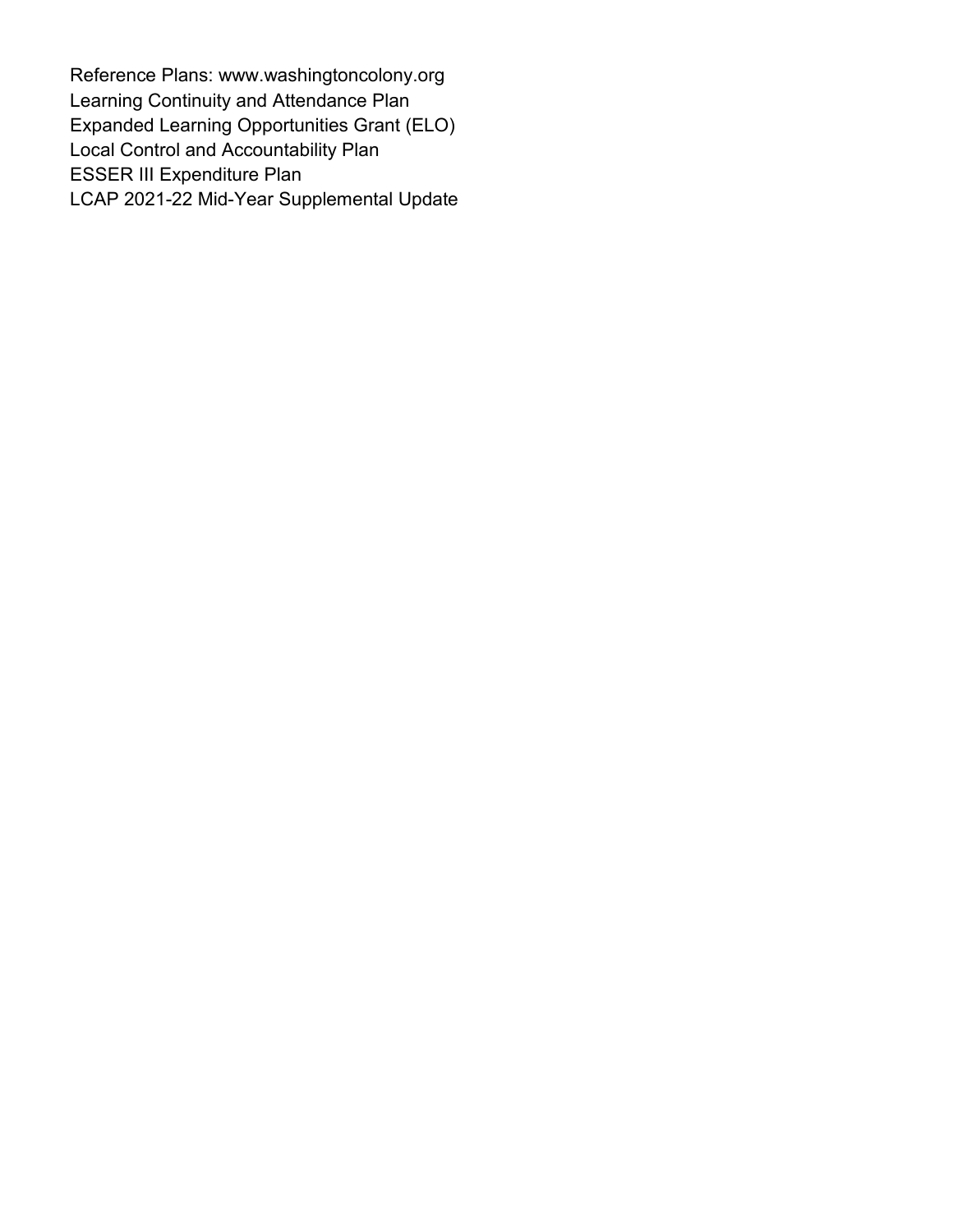Reference Plans: www.washingtoncolony.org
Learning Continuity and Attendance Plan
Expanded Learning Opportunities Grant (ELO)
Local Control and Accountability Plan
ESSER III Expenditure Plan
LCAP 2021-22 Mid-Year Supplemental Update